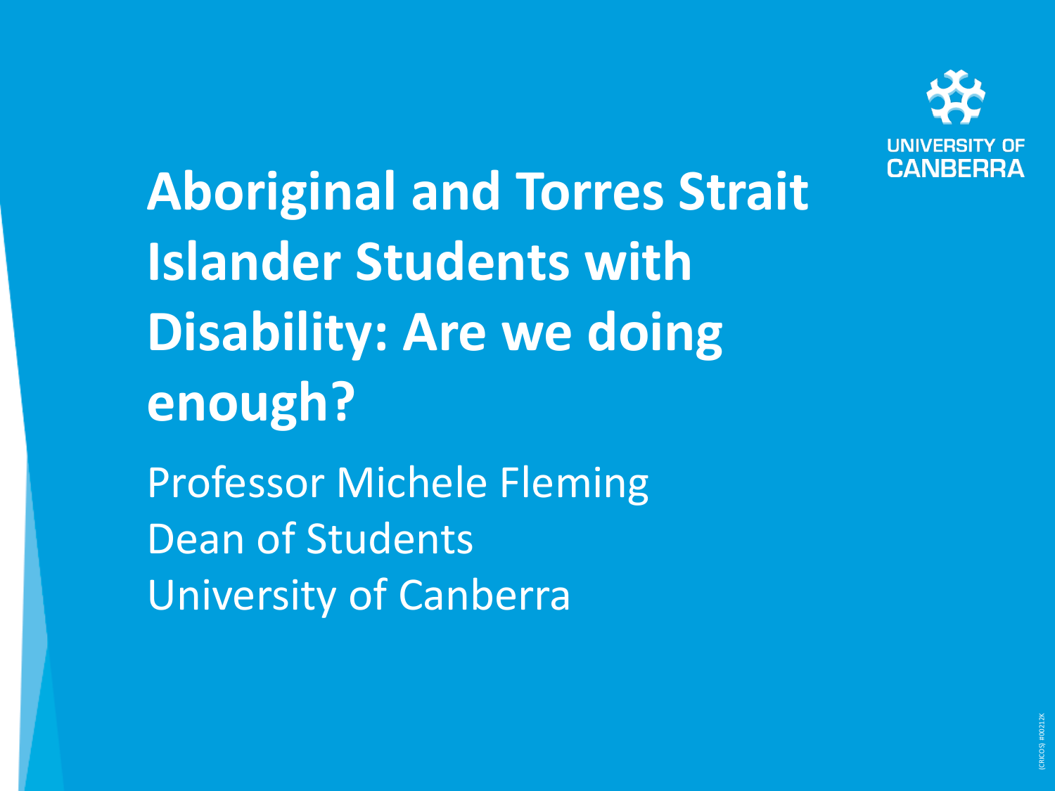# Aboriginal and Torres Strait Islander Students with Disability: Are we doing enough?

Professor Michele Fleming
Dean of Students
University of Canberra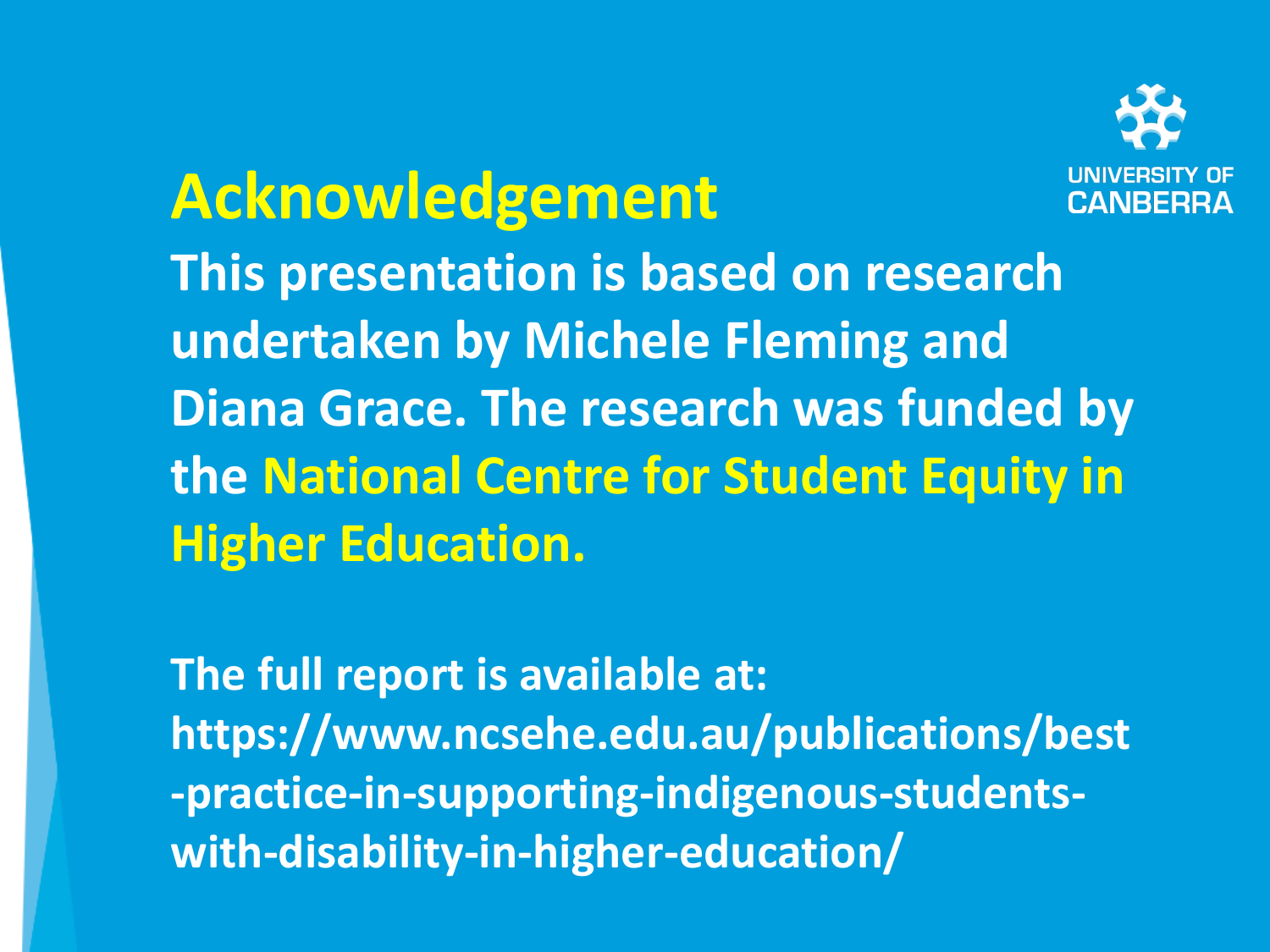UNIVERSITY OF CANBERRA

# Acknowledgement

**This presentation is based on research undertaken by Michele Fleming and Diana Grace. The research was funded by the National Centre for Student Equity in Higher Education.**

**The full report is available at: https://www.ncsehe.edu.au/publications/best-practice-in-supporting-indigenous-students-with-disability-in-higher-education/**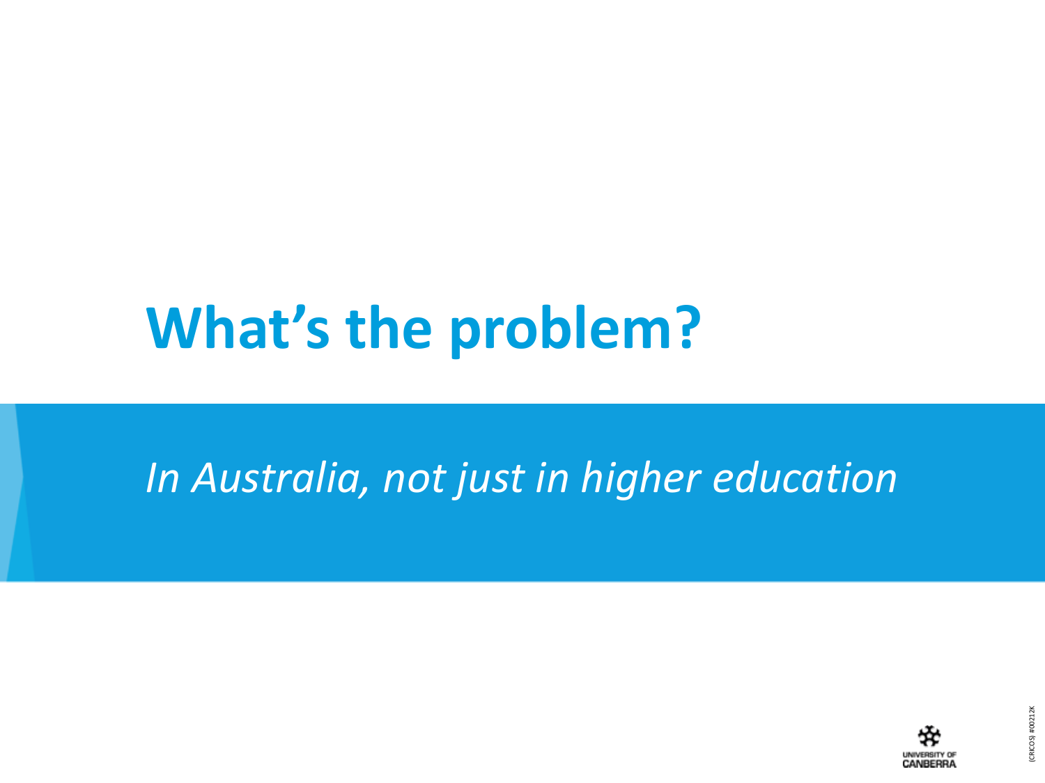# What's the problem?

*In Australia, not just in higher education*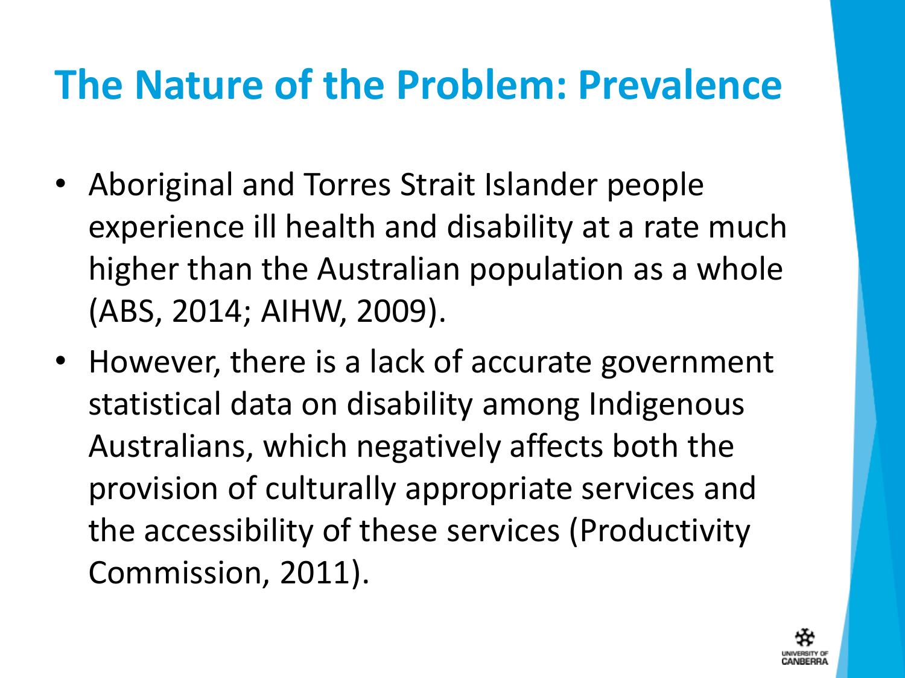# The Nature of the Problem: Prevalence

- Aboriginal and Torres Strait Islander people experience ill health and disability at a rate much higher than the Australian population as a whole (ABS, 2014; AIHW, 2009).
- However, there is a lack of accurate government statistical data on disability among Indigenous Australians, which negatively affects both the provision of culturally appropriate services and the accessibility of these services (Productivity Commission, 2011).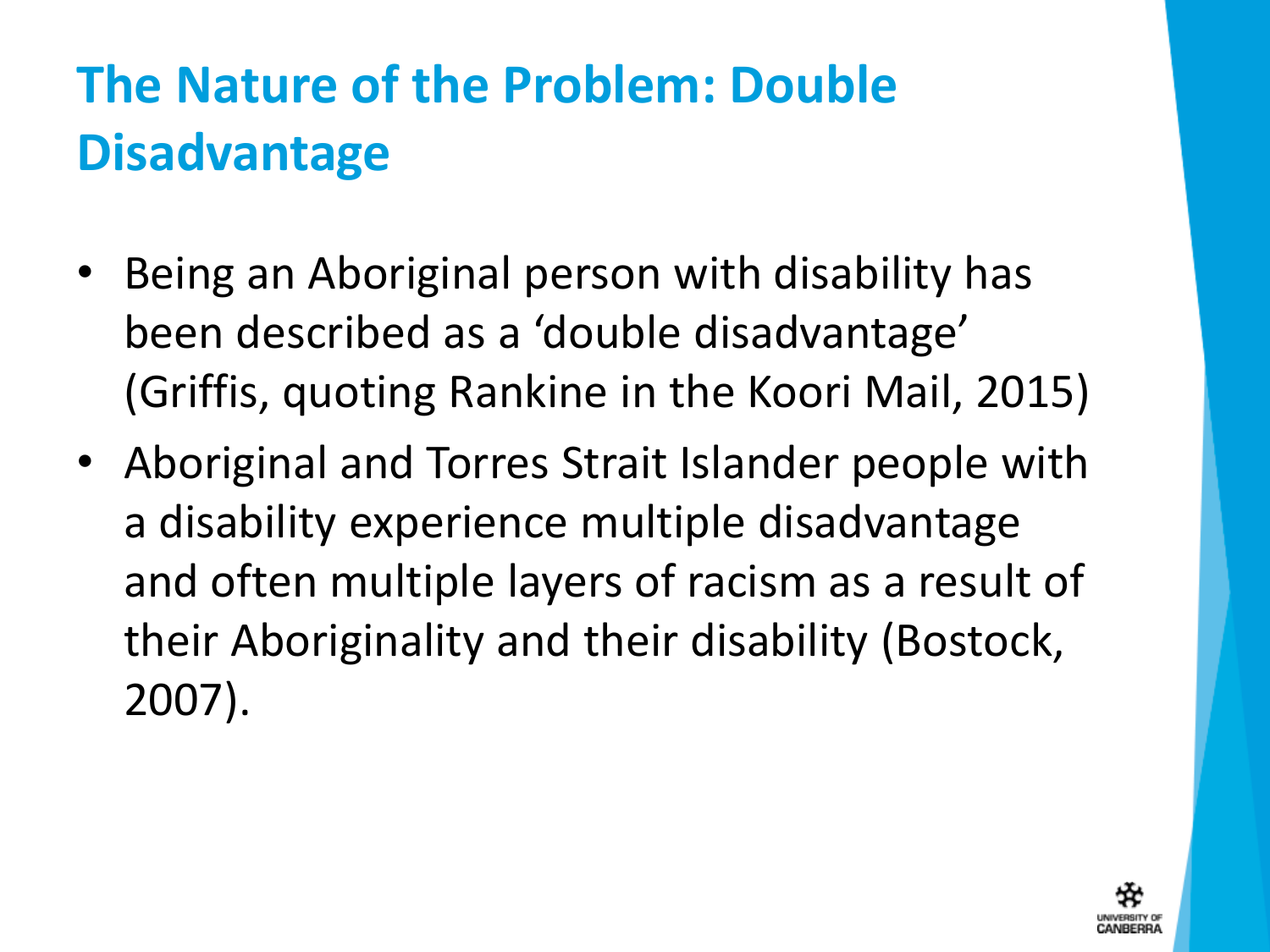# The Nature of the Problem: Double Disadvantage

- Being an Aboriginal person with disability has been described as a 'double disadvantage' (Griffis, quoting Rankine in the Koori Mail, 2015)
- Aboriginal and Torres Strait Islander people with a disability experience multiple disadvantage and often multiple layers of racism as a result of their Aboriginality and their disability (Bostock, 2007).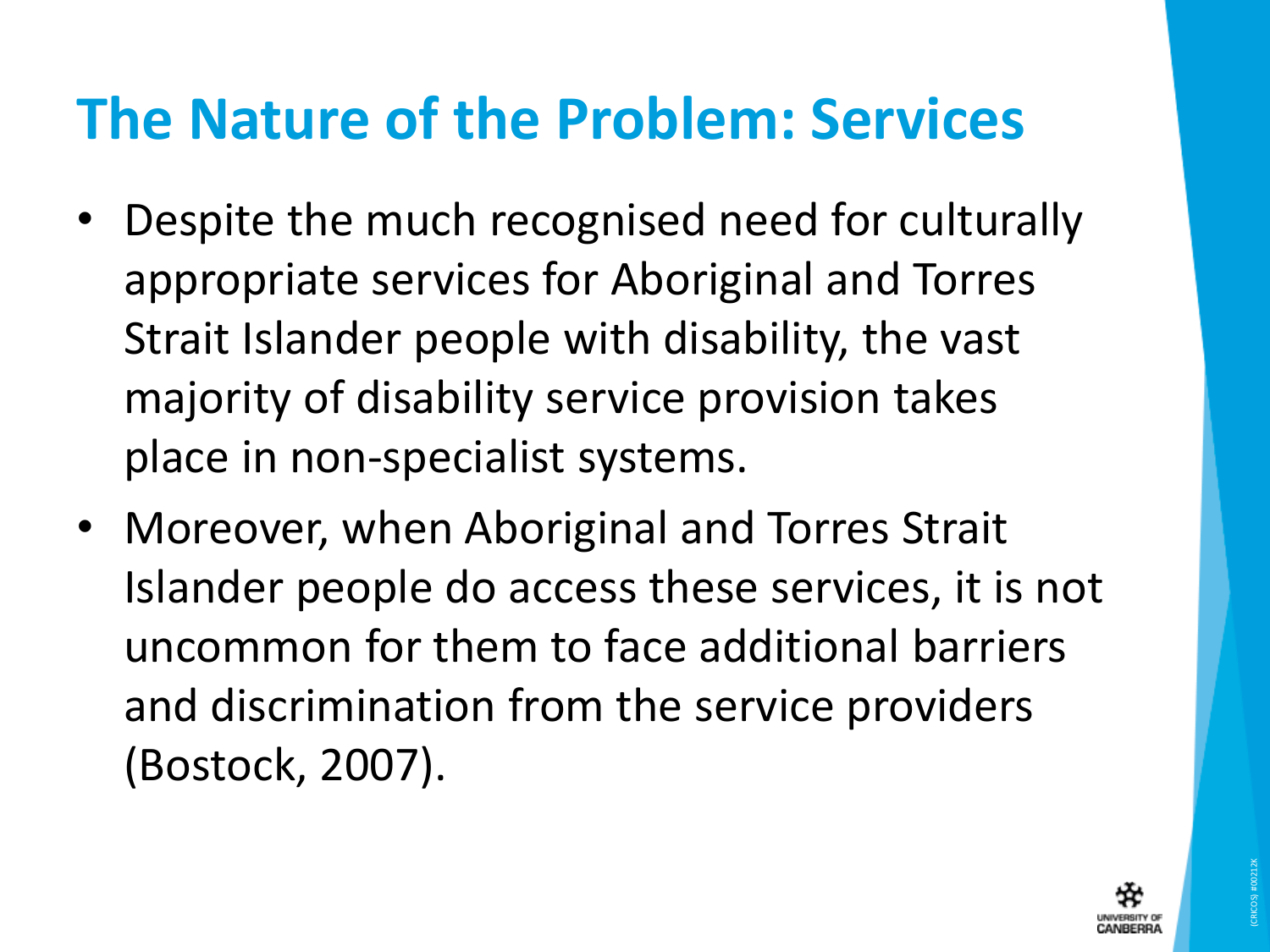# The Nature of the Problem: Services

- Despite the much recognised need for culturally appropriate services for Aboriginal and Torres Strait Islander people with disability, the vast majority of disability service provision takes place in non-specialist systems.
- Moreover, when Aboriginal and Torres Strait Islander people do access these services, it is not uncommon for them to face additional barriers and discrimination from the service providers (Bostock, 2007).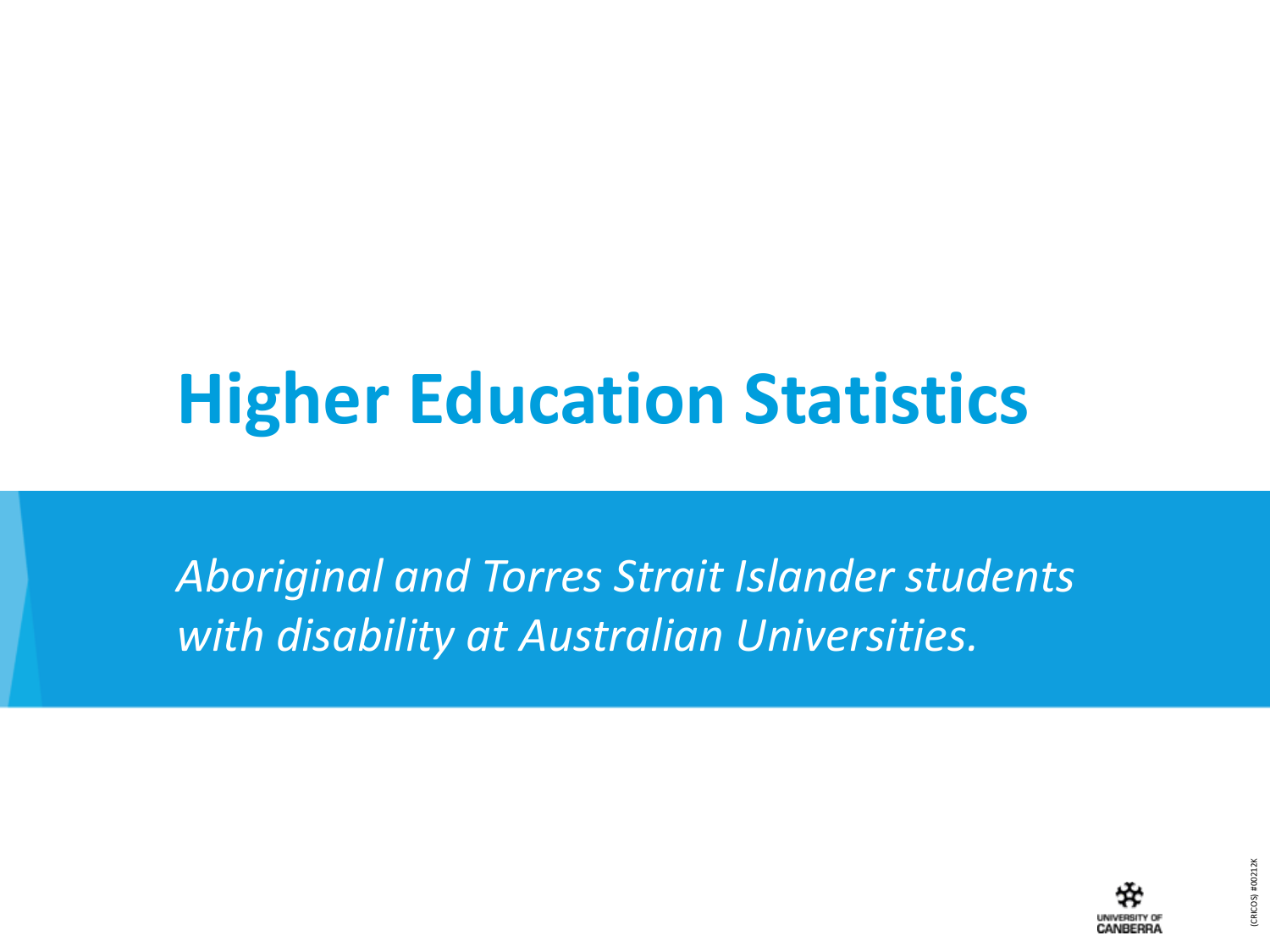# Higher Education Statistics

*Aboriginal and Torres Strait Islander students with disability at Australian Universities.*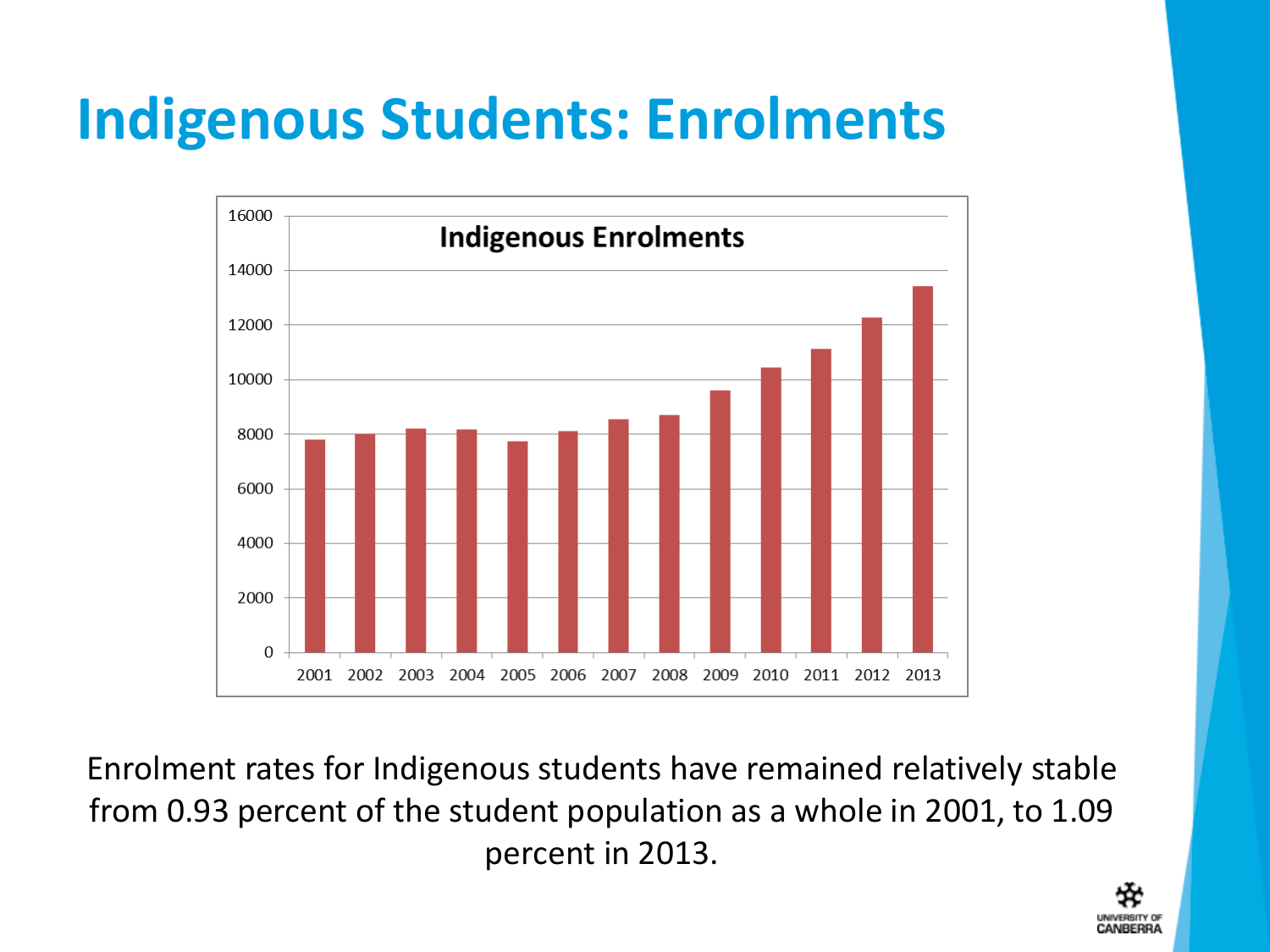# Indigenous Students: Enrolments

Enrolment rates for Indigenous students have remained relatively stable from 0.93 percent of the student population as a whole in 2001, to 1.09 percent in 2013.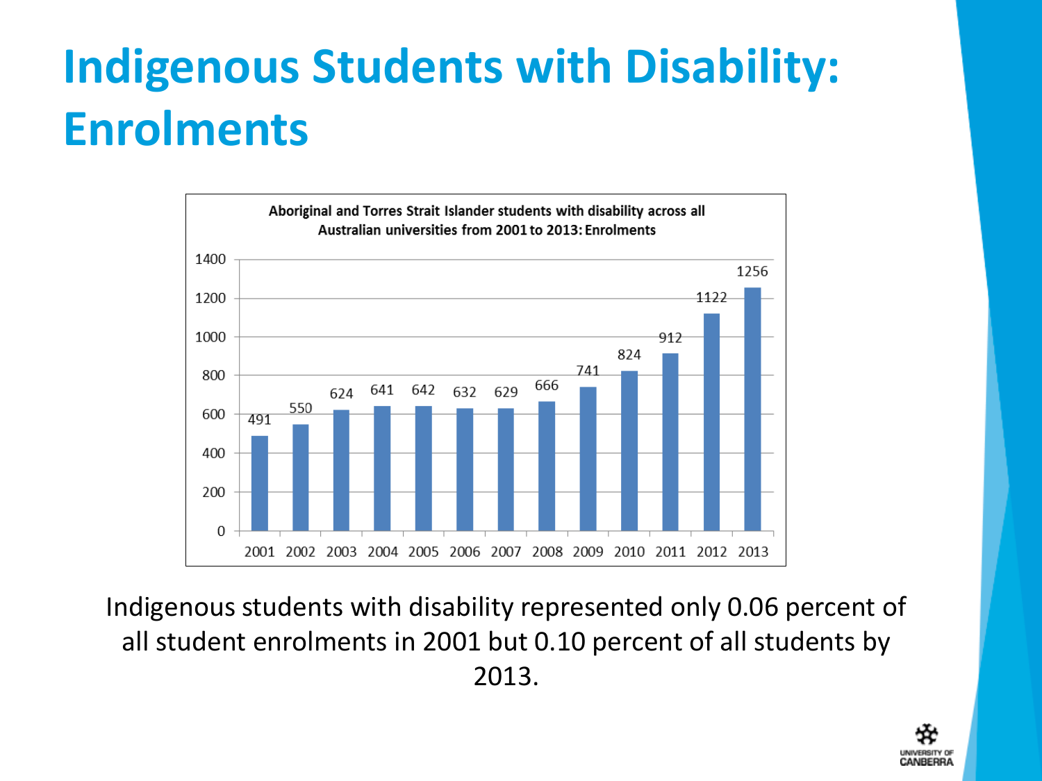# Indigenous Students with Disability: Enrolments

**Aboriginal and Torres Strait Islander students with disability across all Australian universities from 2001 to 2013: Enrolments**

| Year | Enrolments |
|---|---|
| 2001 | 491 |
| 2002 | 550 |
| 2003 | 624 |
| 2004 | 641 |
| 2005 | 642 |
| 2006 | 632 |
| 2007 | 629 |
| 2008 | 666 |
| 2009 | 741 |
| 2010 | 824 |
| 2011 | 912 |
| 2012 | 1122 |
| 2013 | 1256 |

Indigenous students with disability represented only 0.06 percent of all student enrolments in 2001 but 0.10 percent of all students by 2013.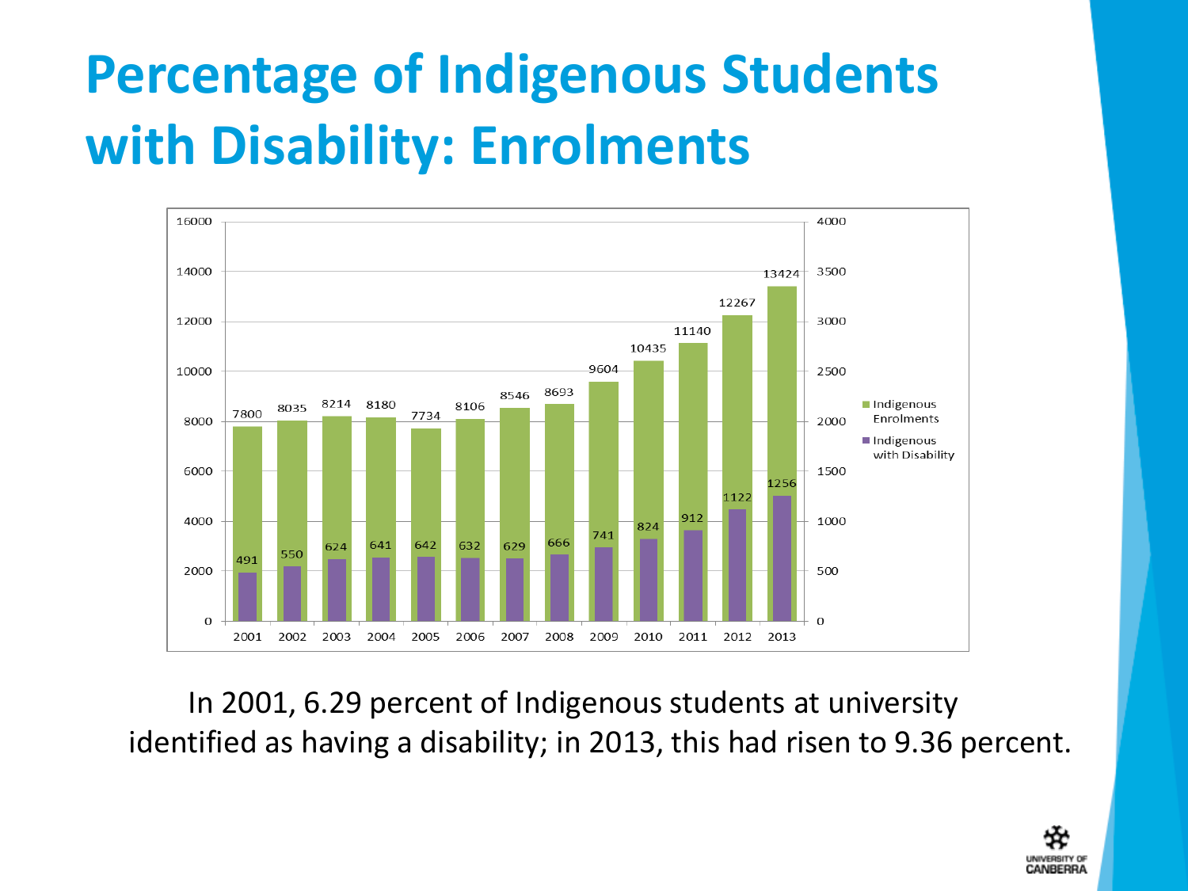# Percentage of Indigenous Students with Disability: Enrolments

| Year | Indigenous Enrolments | Indigenous with Disability |
|---|---|---|
| 2001 | 7800 | 491 |
| 2002 | 8035 | 550 |
| 2003 | 8214 | 624 |
| 2004 | 8180 | 641 |
| 2005 | 7734 | 642 |
| 2006 | 8106 | 632 |
| 2007 | 8546 | 629 |
| 2008 | 8693 | 666 |
| 2009 | 9604 | 741 |
| 2010 | 10435 | 824 |
| 2011 | 11140 | 912 |
| 2012 | 12267 | 1122 |
| 2013 | 13424 | 1256 |

In 2001, 6.29 percent of Indigenous students at university identified as having a disability; in 2013, this had risen to 9.36 percent.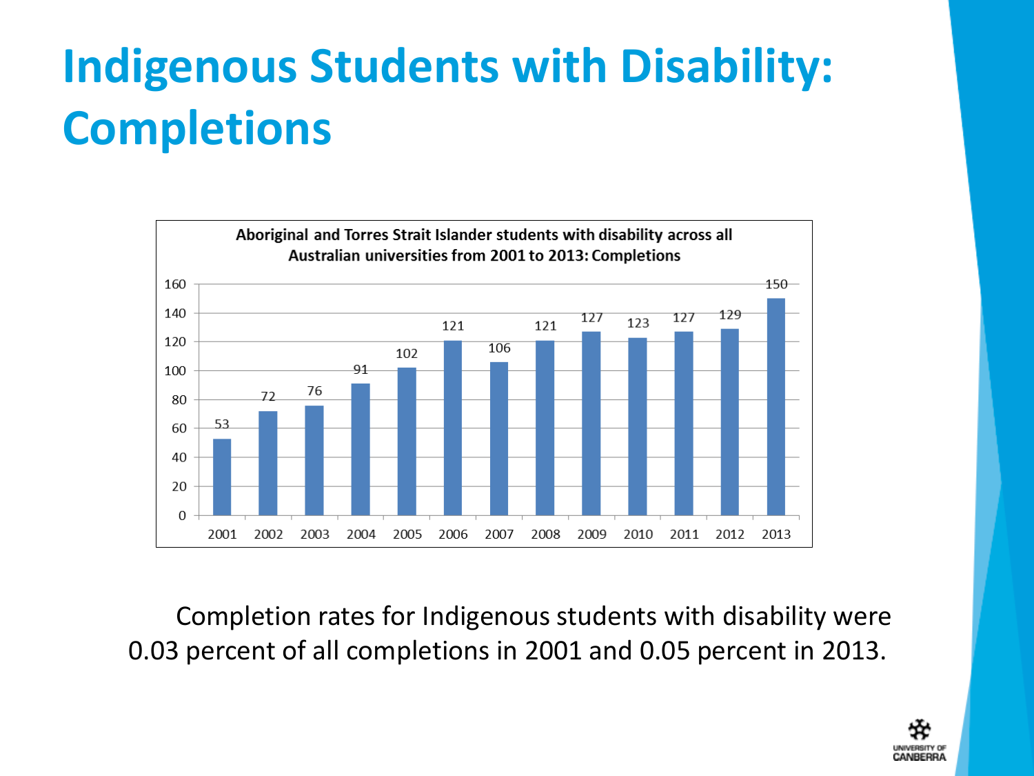# Indigenous Students with Disability: Completions

**Aboriginal and Torres Strait Islander students with disability across all Australian universities from 2001 to 2013: Completions**

| Year | Completions |
|---|---|
| 2001 | 53 |
| 2002 | 72 |
| 2003 | 76 |
| 2004 | 91 |
| 2005 | 102 |
| 2006 | 121 |
| 2007 | 106 |
| 2008 | 121 |
| 2009 | 127 |
| 2010 | 123 |
| 2011 | 127 |
| 2012 | 129 |
| 2013 | 150 |

Completion rates for Indigenous students with disability were 0.03 percent of all completions in 2001 and 0.05 percent in 2013.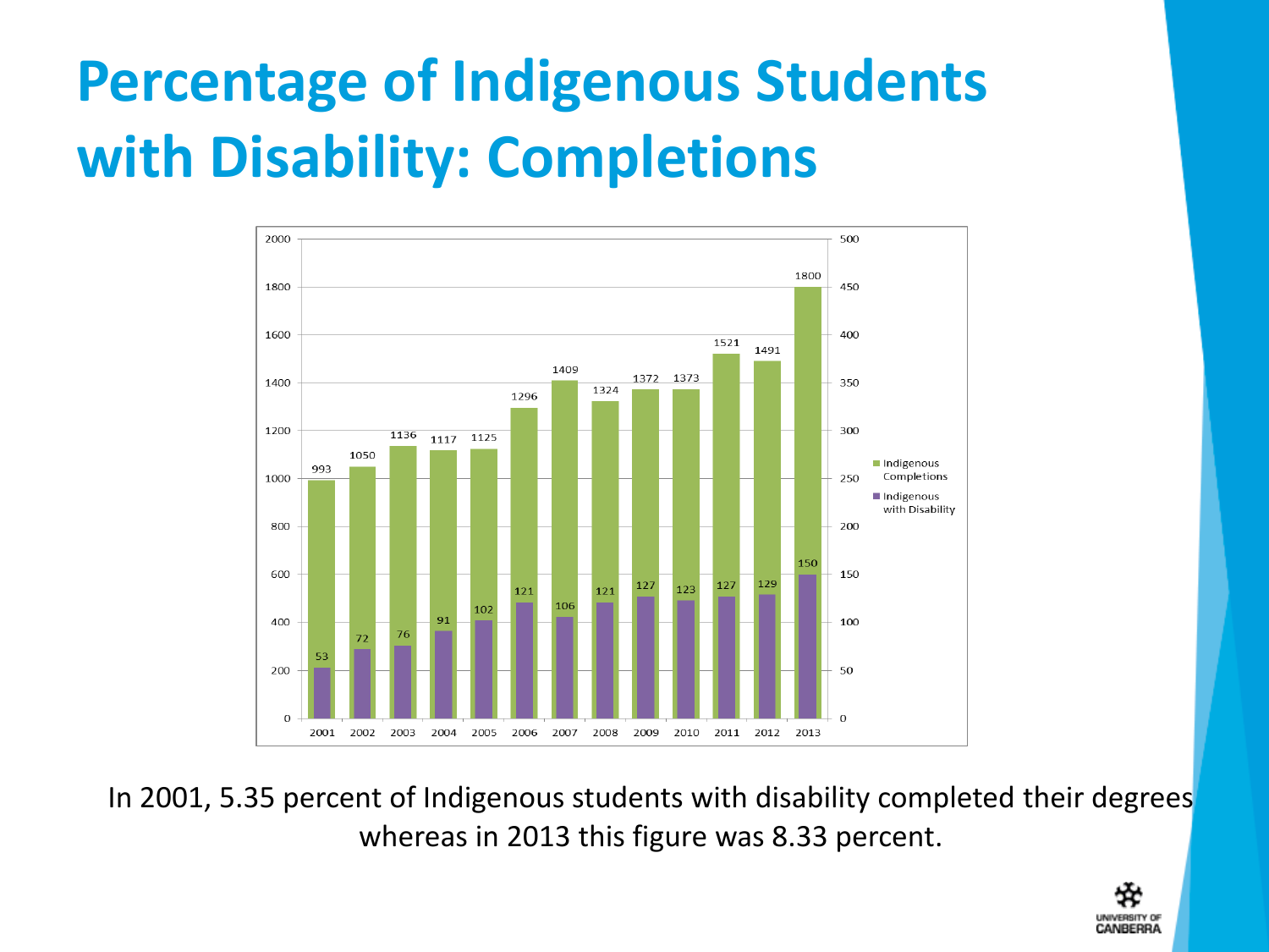# Percentage of Indigenous Students with Disability: Completions

| Year | Indigenous Completions | Indigenous with Disability |
|---|---|---|
| 2001 | 993 | 53 |
| 2002 | 1050 | 72 |
| 2003 | 1136 | 76 |
| 2004 | 1117 | 91 |
| 2005 | 1125 | 102 |
| 2006 | 1296 | 121 |
| 2007 | 1409 | 106 |
| 2008 | 1324 | 121 |
| 2009 | 1372 | 127 |
| 2010 | 1373 | 123 |
| 2011 | 1521 | 127 |
| 2012 | 1491 | 129 |
| 2013 | 1800 | 150 |

In 2001, 5.35 percent of Indigenous students with disability completed their degrees whereas in 2013 this figure was 8.33 percent.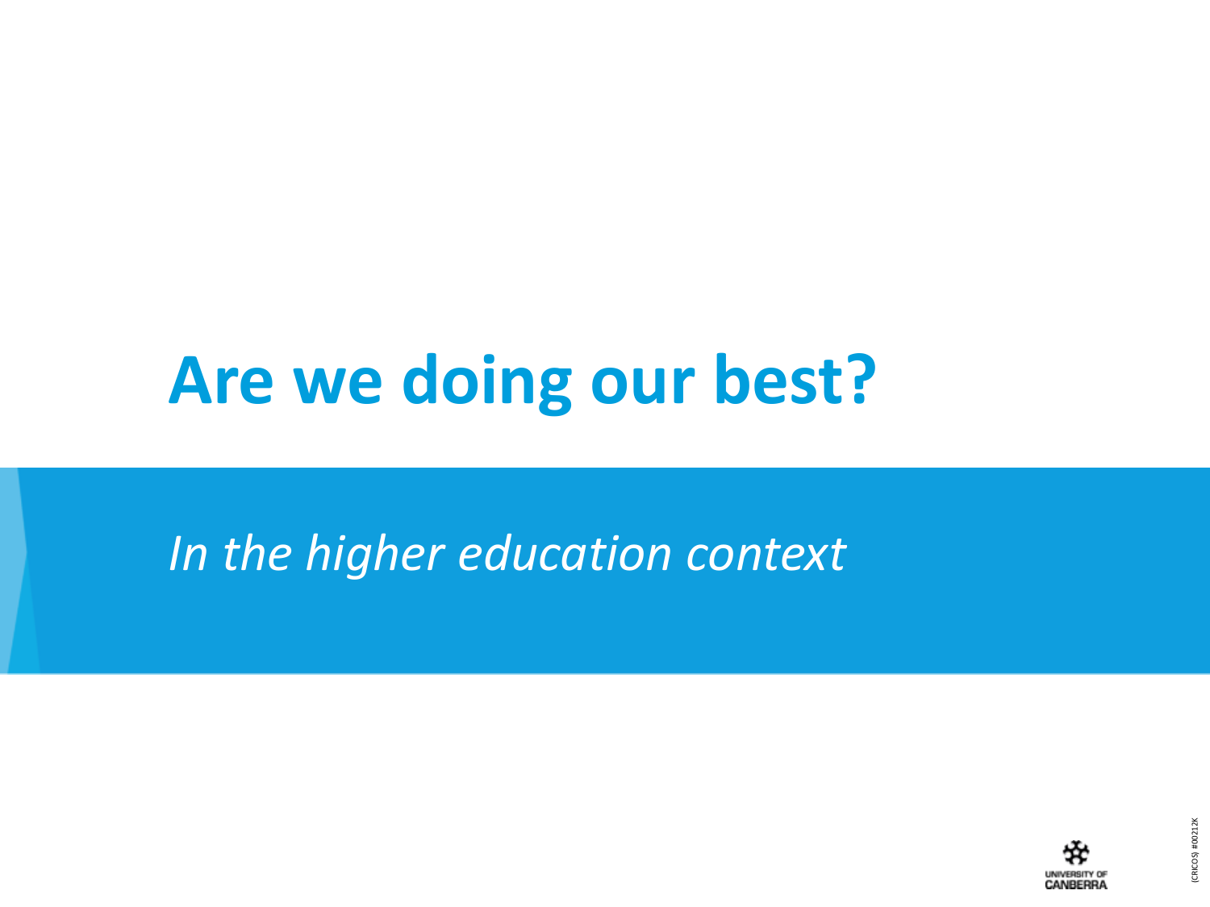# Are we doing our best?

*In the higher education context*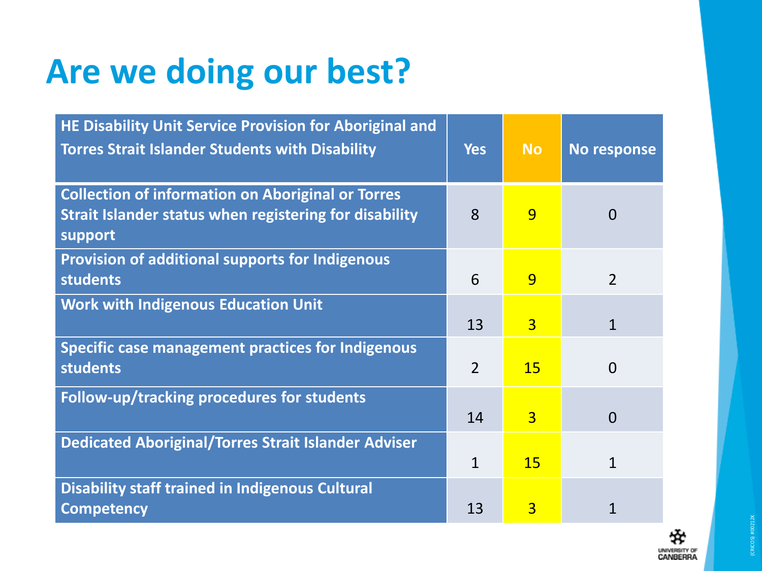# Are we doing our best?

| HE Disability Unit Service Provision for Aboriginal and Torres Strait Islander Students with Disability | Yes | No | No response |
|---|---|---|---|
| Collection of information on Aboriginal or Torres Strait Islander status when registering for disability support | 8 | 9 | 0 |
| Provision of additional supports for Indigenous students | 6 | 9 | 2 |
| Work with Indigenous Education Unit | 13 | 3 | 1 |
| Specific case management practices for Indigenous students | 2 | 15 | 0 |
| Follow-up/tracking procedures for students | 14 | 3 | 0 |
| Dedicated Aboriginal/Torres Strait Islander Adviser | 1 | 15 | 1 |
| Disability staff trained in Indigenous Cultural Competency | 13 | 3 | 1 |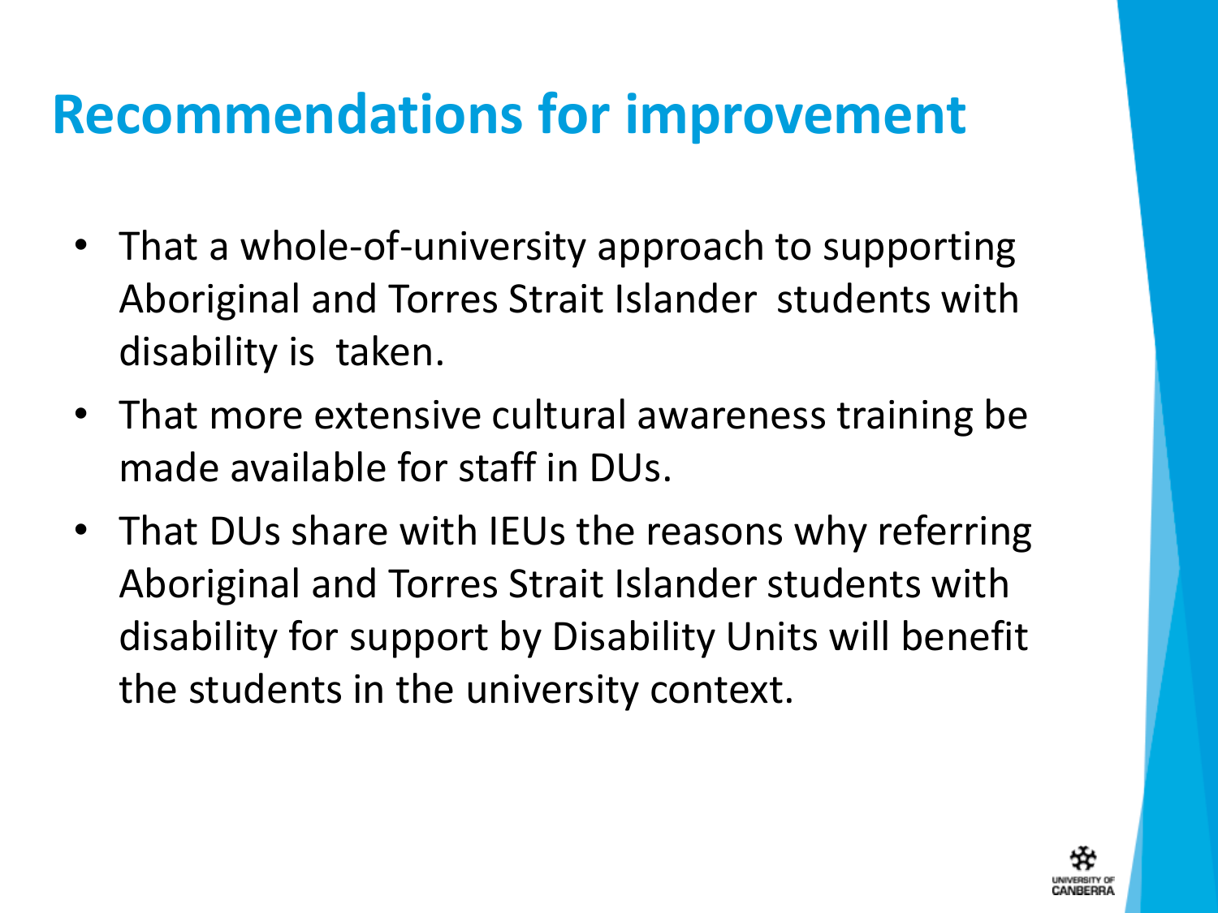# Recommendations for improvement

- That a whole-of-university approach to supporting Aboriginal and Torres Strait Islander students with disability is taken.
- That more extensive cultural awareness training be made available for staff in DUs.
- That DUs share with IEUs the reasons why referring Aboriginal and Torres Strait Islander students with disability for support by Disability Units will benefit the students in the university context.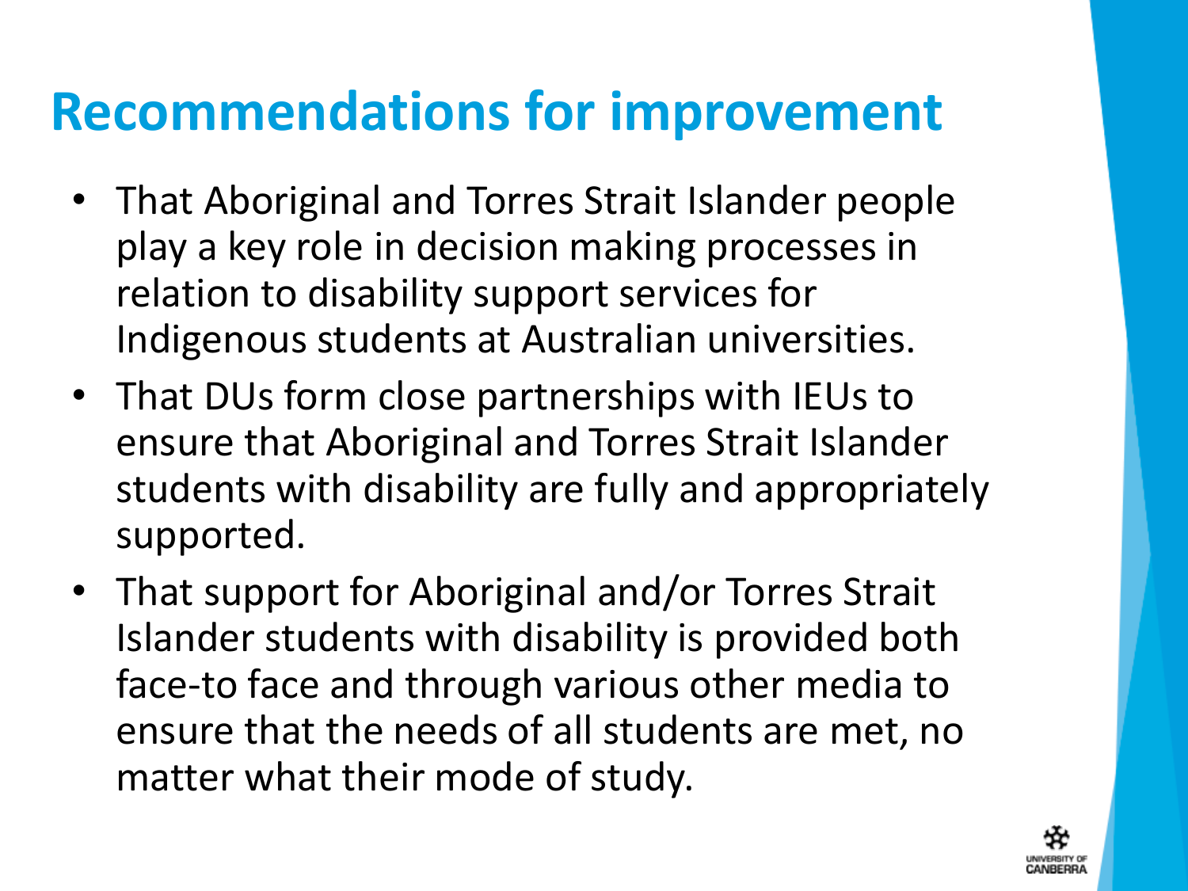# Recommendations for improvement

- That Aboriginal and Torres Strait Islander people play a key role in decision making processes in relation to disability support services for Indigenous students at Australian universities.
- That DUs form close partnerships with IEUs to ensure that Aboriginal and Torres Strait Islander students with disability are fully and appropriately supported.
- That support for Aboriginal and/or Torres Strait Islander students with disability is provided both face-to face and through various other media to ensure that the needs of all students are met, no matter what their mode of study.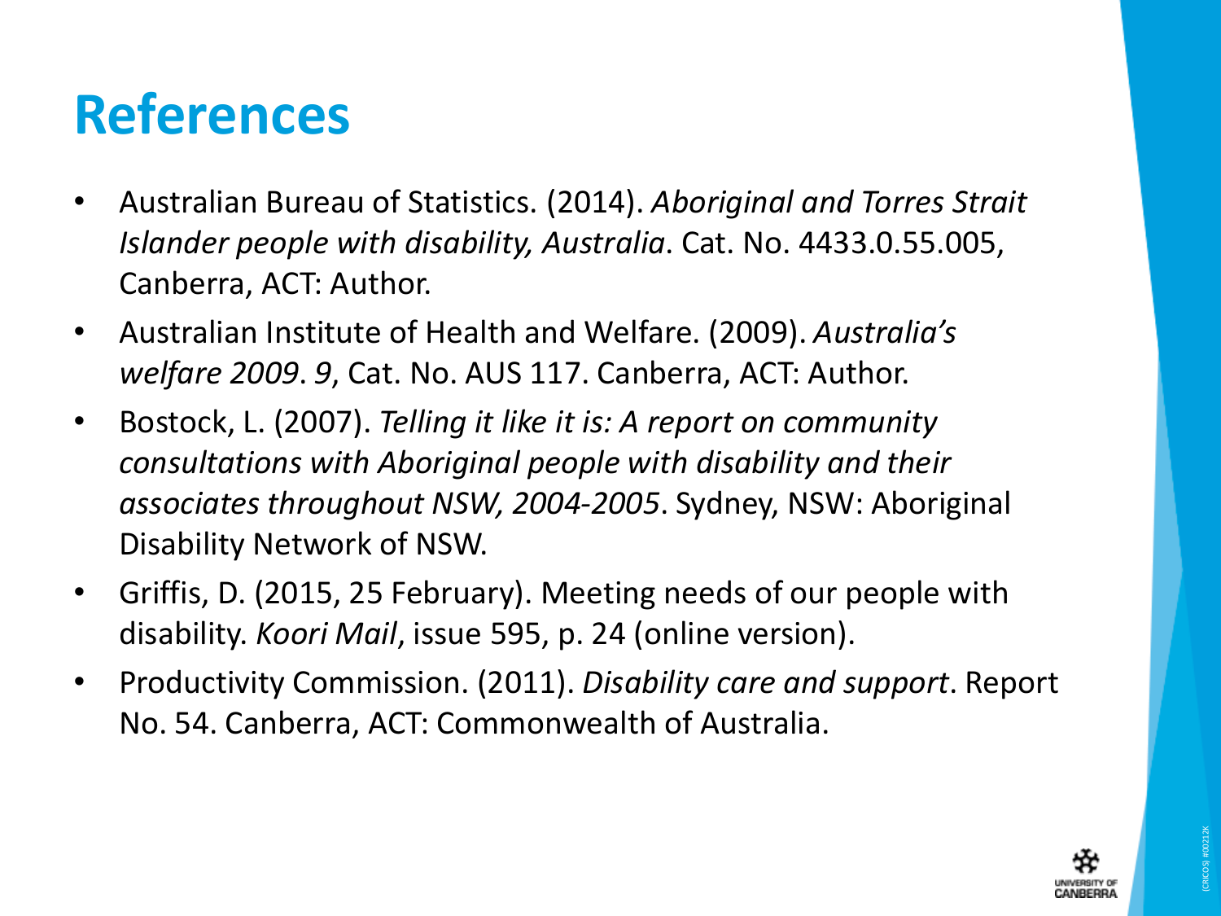# References

- Australian Bureau of Statistics. (2014). *Aboriginal and Torres Strait Islander people with disability, Australia*. Cat. No. 4433.0.55.005, Canberra, ACT: Author.
- Australian Institute of Health and Welfare. (2009). *Australia's welfare 2009*. *9*, Cat. No. AUS 117. Canberra, ACT: Author.
- Bostock, L. (2007). *Telling it like it is: A report on community consultations with Aboriginal people with disability and their associates throughout NSW, 2004-2005*. Sydney, NSW: Aboriginal Disability Network of NSW.
- Griffis, D. (2015, 25 February). Meeting needs of our people with disability. *Koori Mail*, issue 595, p. 24 (online version).
- Productivity Commission. (2011). *Disability care and support*. Report No. 54. Canberra, ACT: Commonwealth of Australia.